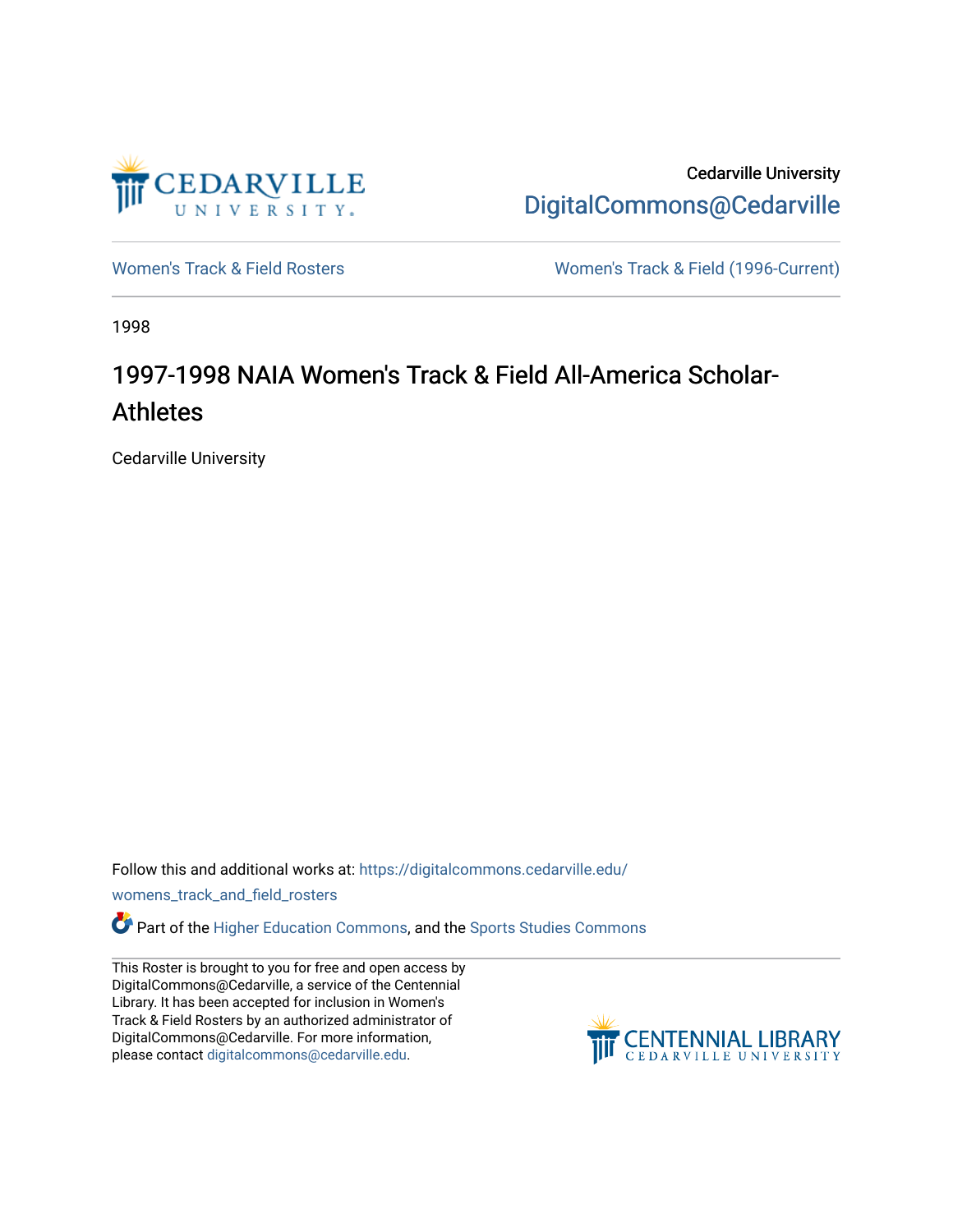Cedarville University

DigitalCommons@Cedarville

Women's Track & Field Rosters

Women's Track & Field (1996-Current)

1998

# 1997-1998 NAIA Women's Track & Field All-America Scholar-Athletes

Cedarville University

Follow this and additional works at: https://digitalcommons.cedarville.edu/womens_track_and_field_rosters

Part of the Higher Education Commons, and the Sports Studies Commons

This Roster is brought to you for free and open access by DigitalCommons@Cedarville, a service of the Centennial Library. It has been accepted for inclusion in Women's Track & Field Rosters by an authorized administrator of DigitalCommons@Cedarville. For more information, please contact digitalcommons@cedarville.edu.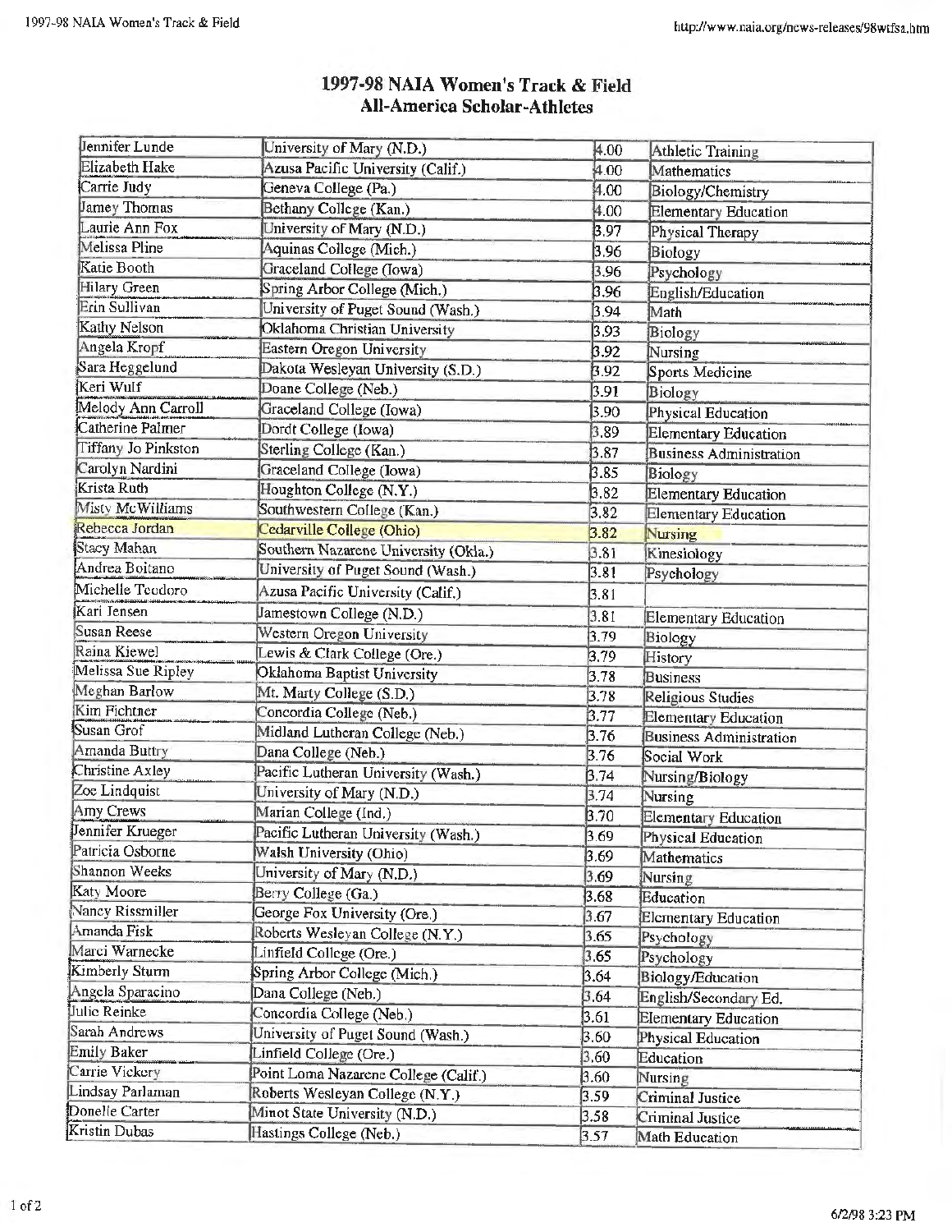# 1997-98 NAIA Women's Track & Field All-America Scholar-Athletes

| | | | |
|---|---|---|---|
| Jennifer Lunde | University of Mary (N.D.) | 4.00 | Athletic Training |
| Elizabeth Hake | Azusa Pacific University (Calif.) | 4.00 | Mathematics |
| Carrie Judy | Geneva College (Pa.) | 4.00 | Biology/Chemistry |
| Jamey Thomas | Bethany College (Kan.) | 4.00 | Elementary Education |
| Laurie Ann Fox | University of Mary (N.D.) | 3.97 | Physical Therapy |
| Melissa Pline | Aquinas College (Mich.) | 3.96 | Biology |
| Katie Booth | Graceland College (Iowa) | 3.96 | Psychology |
| Hilary Green | Spring Arbor College (Mich.) | 3.96 | English/Education |
| Erin Sullivan | University of Puget Sound (Wash.) | 3.94 | Math |
| Kathy Nelson | Oklahoma Christian University | 3.93 | Biology |
| Angela Kropf | Eastern Oregon University | 3.92 | Nursing |
| Sara Heggelund | Dakota Wesleyan University (S.D.) | 3.92 | Sports Medicine |
| Keri Wulf | Doane College (Neb.) | 3.91 | Biology |
| Melody Ann Carroll | Graceland College (Iowa) | 3.90 | Physical Education |
| Catherine Palmer | Dordt College (Iowa) | 3.89 | Elementary Education |
| Tiffany Jo Pinkston | Sterling College (Kan.) | 3.87 | Business Administration |
| Carolyn Nardini | Graceland College (Iowa) | 3.85 | Biology |
| Krista Ruth | Houghton College (N.Y.) | 3.82 | Elementary Education |
| Misty McWilliams | Southwestern College (Kan.) | 3.82 | Elementary Education |
| Rebecca Jordan | Cedarville College (Ohio) | 3.82 | Nursing |
| Stacy Mahan | Southern Nazarene University (Okla.) | 3.81 | Kinesiology |
| Andrea Boitano | University of Puget Sound (Wash.) | 3.81 | Psychology |
| Michelle Teodoro | Azusa Pacific University (Calif.) | 3.81 | |
| Kari Jensen | Jamestown College (N.D.) | 3.81 | Elementary Education |
| Susan Reese | Western Oregon University | 3.79 | Biology |
| Raina Kiewel | Lewis & Clark College (Ore.) | 3.79 | History |
| Melissa Sue Ripley | Oklahoma Baptist University | 3.78 | Business |
| Meghan Barlow | Mt. Marty College (S.D.) | 3.78 | Religious Studies |
| Kim Fichtner | Concordia College (Neb.) | 3.77 | Elementary Education |
| Susan Grof | Midland Lutheran College (Neb.) | 3.76 | Business Administration |
| Amanda Buttry | Dana College (Neb.) | 3.76 | Social Work |
| Christine Axley | Pacific Lutheran University (Wash.) | 3.74 | Nursing/Biology |
| Zoe Lindquist | University of Mary (N.D.) | 3.74 | Nursing |
| Amy Crews | Marian College (Ind.) | 3.70 | Elementary Education |
| Jennifer Krueger | Pacific Lutheran University (Wash.) | 3.69 | Physical Education |
| Patricia Osborne | Walsh University (Ohio) | 3.69 | Mathematics |
| Shannon Weeks | University of Mary (N.D.) | 3.69 | Nursing |
| Katy Moore | Berry College (Ga.) | 3.68 | Education |
| Nancy Rissmiller | George Fox University (Ore.) | 3.67 | Elementary Education |
| Amanda Fisk | Roberts Wesleyan College (N.Y.) | 3.65 | Psychology |
| Marci Warnecke | Linfield College (Ore.) | 3.65 | Psychology |
| Kimberly Sturm | Spring Arbor College (Mich.) | 3.64 | Biology/Education |
| Angela Sparacino | Dana College (Neb.) | 3.64 | English/Secondary Ed. |
| Julie Reinke | Concordia College (Neb.) | 3.61 | Elementary Education |
| Sarah Andrews | University of Puget Sound (Wash.) | 3.60 | Physical Education |
| Emily Baker | Linfield College (Ore.) | 3.60 | Education |
| Carrie Vickery | Point Loma Nazarene College (Calif.) | 3.60 | Nursing |
| Lindsay Parlaman | Roberts Wesleyan College (N.Y.) | 3.59 | Criminal Justice |
| Donelle Carter | Minot State University (N.D.) | 3.58 | Criminal Justice |
| Kristin Dubas | Hastings College (Neb.) | 3.57 | Math Education |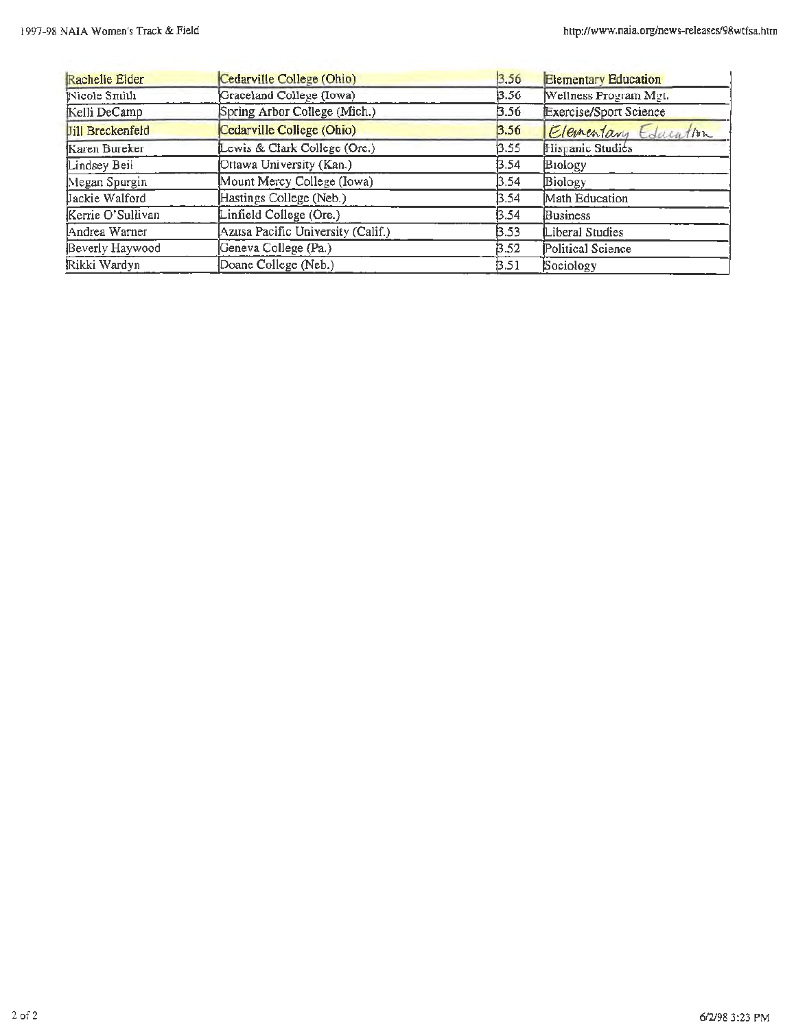| | | | |
|---|---|---|---|
| Rachelle Elder | Cedarville College (Ohio) | 3.56 | Elementary Education |
| Nicole Smith | Graceland College (Iowa) | 3.56 | Wellness Program Mgt. |
| Kelli DeCamp | Spring Arbor College (Mich.) | 3.56 | Exercise/Sport Science |
| Jill Breckenfeld | Cedarville College (Ohio) | 3.56 | Elementary Education |
| Karen Bureker | Lewis & Clark College (Ore.) | 3.55 | Hispanic Studies |
| Lindsey Beil | Ottawa University (Kan.) | 3.54 | Biology |
| Megan Spurgin | Mount Mercy College (Iowa) | 3.54 | Biology |
| Jackie Walford | Hastings College (Neb.) | 3.54 | Math Education |
| Kerrie O'Sullivan | Linfield College (Ore.) | 3.54 | Business |
| Andrea Warner | Azusa Pacific University (Calif.) | 3.53 | Liberal Studies |
| Beverly Haywood | Geneva College (Pa.) | 3.52 | Political Science |
| Rikki Wardyn | Doane College (Neb.) | 3.51 | Sociology |